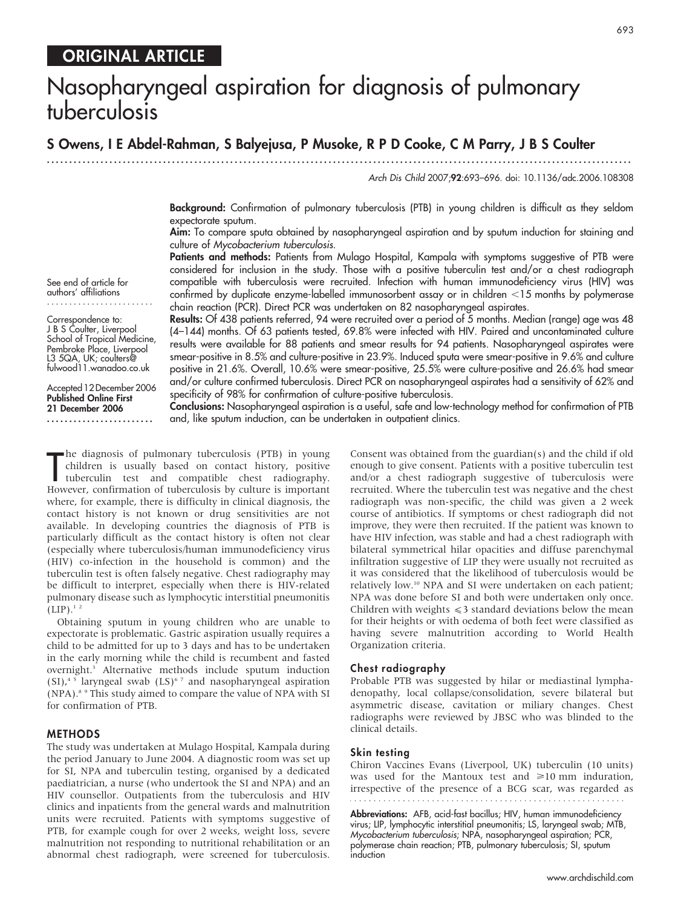ORIGINAL ARTICLE

# Nasopharyngeal aspiration for diagnosis of pulmonary tuberculosis

**S Owens, I E Abdel-Rahman, S Balyejusa, P Musoke, R P D Cooke, C M Parry, J B S Coulter**

*Arch Dis Child* 2007;**92**:693–696. doi: 10.1136/adc.2006.108308

See end of article for authors' affiliations

Correspondence to: J B S Coulter, Liverpool School of Tropical Medicine, Pembroke Place, Liverpool L3 5QA, UK; coulters@fulwood11.wanadoo.co.uk

Accepted 12 December 2006
**Published Online First 21 December 2006**

**Background:** Confirmation of pulmonary tuberculosis (PTB) in young children is difficult as they seldom expectorate sputum.

**Aim:** To compare sputa obtained by nasopharyngeal aspiration and by sputum induction for staining and culture of *Mycobacterium tuberculosis*.

**Patients and methods:** Patients from Mulago Hospital, Kampala with symptoms suggestive of PTB were considered for inclusion in the study. Those with a positive tuberculin test and/or a chest radiograph compatible with tuberculosis were recruited. Infection with human immunodeficiency virus (HIV) was confirmed by duplicate enzyme-labelled immunosorbent assay or in children <15 months by polymerase chain reaction (PCR). Direct PCR was undertaken on 82 nasopharyngeal aspirates.

**Results:** Of 438 patients referred, 94 were recruited over a period of 5 months. Median (range) age was 48 (4–144) months. Of 63 patients tested, 69.8% were infected with HIV. Paired and uncontaminated culture results were available for 88 patients and smear results for 94 patients. Nasopharyngeal aspirates were smear-positive in 8.5% and culture-positive in 23.9%. Induced sputa were smear-positive in 9.6% and culture positive in 21.6%. Overall, 10.6% were smear-positive, 25.5% were culture-positive and 26.6% had smear and/or culture confirmed tuberculosis. Direct PCR on nasopharyngeal aspirates had a sensitivity of 62% and specificity of 98% for confirmation of culture-positive tuberculosis.

**Conclusions:** Nasopharyngeal aspiration is a useful, safe and low-technology method for confirmation of PTB and, like sputum induction, can be undertaken in outpatient clinics.

The diagnosis of pulmonary tuberculosis (PTB) in young children is usually based on contact history, positive tuberculin test and compatible chest radiography. However, confirmation of tuberculosis by culture is important where, for example, there is difficulty in clinical diagnosis, the contact history is not known or drug sensitivities are not available. In developing countries the diagnosis of PTB is particularly difficult as the contact history is often not clear (especially where tuberculosis/human immunodeficiency virus (HIV) co-infection in the household is common) and the tuberculin test is often falsely negative. Chest radiography may be difficult to interpret, especially when there is HIV-related pulmonary disease such as lymphocytic interstitial pneumonitis (LIP).[1 2]

Obtaining sputum in young children who are unable to expectorate is problematic. Gastric aspiration usually requires a child to be admitted for up to 3 days and has to be undertaken in the early morning while the child is recumbent and fasted overnight.[3] Alternative methods include sputum induction (SI),[4 5] laryngeal swab (LS)[6 7] and nasopharyngeal aspiration (NPA).[8 9] This study aimed to compare the value of NPA with SI for confirmation of PTB.

## METHODS

The study was undertaken at Mulago Hospital, Kampala during the period January to June 2004. A diagnostic room was set up for SI, NPA and tuberculin testing, organised by a dedicated paediatrician, a nurse (who undertook the SI and NPA) and an HIV counsellor. Outpatients from the tuberculosis and HIV clinics and inpatients from the general wards and malnutrition units were recruited. Patients with symptoms suggestive of PTB, for example cough for over 2 weeks, weight loss, severe malnutrition not responding to nutritional rehabilitation or an abnormal chest radiograph, were screened for tuberculosis. Consent was obtained from the guardian(s) and the child if old enough to give consent. Patients with a positive tuberculin test and/or a chest radiograph suggestive of tuberculosis were recruited. Where the tuberculin test was negative and the chest radiograph was non-specific, the child was given a 2 week course of antibiotics. If symptoms or chest radiograph did not improve, they were then recruited. If the patient was known to have HIV infection, was stable and had a chest radiograph with bilateral symmetrical hilar opacities and diffuse parenchymal infiltration suggestive of LIP they were usually not recruited as it was considered that the likelihood of tuberculosis would be relatively low.[10] NPA and SI were undertaken on each patient; NPA was done before SI and both were undertaken only once. Children with weights ⩽3 standard deviations below the mean for their heights or with oedema of both feet were classified as having severe malnutrition according to World Health Organization criteria.

### Chest radiography

Probable PTB was suggested by hilar or mediastinal lymphadenopathy, local collapse/consolidation, severe bilateral but asymmetric disease, cavitation or miliary changes. Chest radiographs were reviewed by JBSC who was blinded to the clinical details.

### Skin testing

Chiron Vaccines Evans (Liverpool, UK) tuberculin (10 units) was used for the Mantoux test and ⩾10 mm induration, irrespective of the presence of a BCG scar, was regarded as

**Abbreviations:** AFB, acid-fast bacillus; HIV, human immunodeficiency virus; LIP, lymphocytic interstitial pneumonitis; LS, laryngeal swab; MTB, *Mycobacterium tuberculosis*; NPA, nasopharyngeal aspiration; PCR, polymerase chain reaction; PTB, pulmonary tuberculosis; SI, sputum induction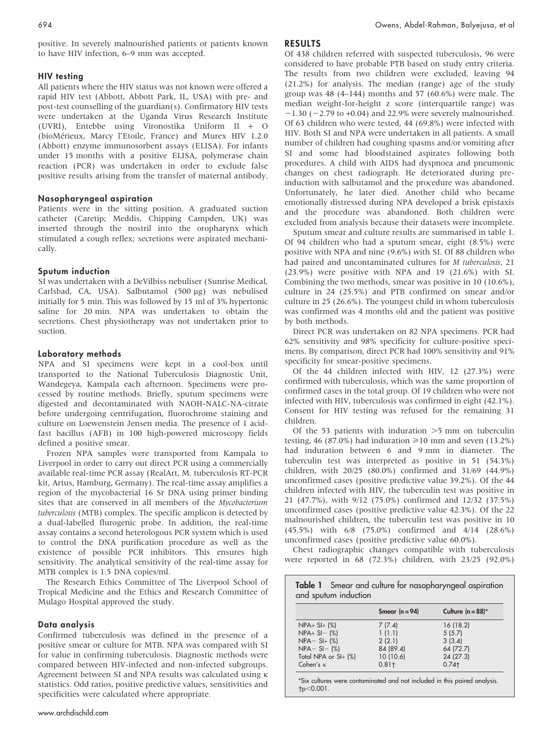positive. In severely malnourished patients or patients known to have HIV infection, 6–9 mm was accepted.

### HIV testing

All patients where the HIV status was not known were offered a rapid HIV test (Abbott, Abbott Park, IL, USA) with pre- and post-test counselling of the guardian(s). Confirmatory HIV tests were undertaken at the Uganda Virus Research Institute (UVRI), Entebbe using Vironostika Uniform II + O (bioMérieux, Marcy l'Etoile, France) and Murex HIV 1.2.0 (Abbott) enzyme immunosorbent assays (ELISA). For infants under 15 months with a positive ELISA, polymerase chain reaction (PCR) was undertaken in order to exclude false positive results arising from the transfer of maternal antibody.

### Nasopharyngeal aspiration

Patients were in the sitting position. A graduated suction catheter (Caretip; Meddis, Chipping Campden, UK) was inserted through the nostril into the oropharynx which stimulated a cough reflex; secretions were aspirated mechanically.

### Sputum induction

SI was undertaken with a DeVilbiss nebuliser (Sunrise Medical, Carlsbad, CA, USA). Salbutamol (500 μg) was nebulised initially for 5 min. This was followed by 15 ml of 3% hypertonic saline for 20 min. NPA was undertaken to obtain the secretions. Chest physiotherapy was not undertaken prior to suction.

### Laboratory methods

NPA and SI specimens were kept in a cool-box until transported to the National Tuberculosis Diagnostic Unit, Wandegeya, Kampala each afternoon. Specimens were processed by routine methods. Briefly, sputum specimens were digested and decontaminated with NAOH-NALC-NA-citrate before undergoing centrifugation, fluorochrome staining and culture on Loewenstein Jensen media. The presence of 1 acid-fast bacillus (AFB) in 100 high-powered microscopy fields defined a positive smear.

Frozen NPA samples were transported from Kampala to Liverpool in order to carry out direct PCR using a commercially available real-time PCR assay (RealArt, M. tuberculosis RT-PCR kit, Artus, Hamburg, Germany). The real-time assay amplifies a region of the mycobacterial 16 Sr DNA using primer binding sites that are conserved in all members of the *Mycobacterium tuberculosis* (MTB) complex. The specific amplicon is detected by a dual-labelled flurogenic probe. In addition, the real-time assay contains a second heterologous PCR system which is used to control the DNA purification procedure as well as the existence of possible PCR inhibitors. This ensures high sensitivity. The analytical sensitivity of the real-time assay for MTB complex is 1.5 DNA copies/ml.

The Research Ethics Committee of The Liverpool School of Tropical Medicine and the Ethics and Research Committee of Mulago Hospital approved the study.

### Data analysis

Confirmed tuberculosis was defined in the presence of a positive smear or culture for MTB. NPA was compared with SI for value in confirming tuberculosis. Diagnostic methods were compared between HIV-infected and non-infected subgroups. Agreement between SI and NPA results was calculated using κ statistics. Odd ratios, positive predictive values, sensitivities and specificities were calculated where appropriate.

## RESULTS

Of 438 children referred with suspected tuberculosis, 96 were considered to have probable PTB based on study entry criteria. The results from two children were excluded, leaving 94 (21.2%) for analysis. The median (range) age of the study group was 48 (4–144) months and 57 (60.6%) were male. The median weight-for-height z score (interquartile range) was −1.30 (−2.79 to +0.04) and 22.9% were severely malnourished. Of 63 children who were tested, 44 (69.8%) were infected with HIV. Both SI and NPA were undertaken in all patients. A small number of children had coughing spasms and/or vomiting after SI and some had bloodstained aspirates following both procedures. A child with AIDS had dyspnoea and pneumonic changes on chest radiograph. He deteriorated during pre-induction with salbutamol and the procedure was abandoned. Unfortunately, he later died. Another child who became emotionally distressed during NPA developed a brisk epistaxis and the procedure was abandoned. Both children were excluded from analysis because their datasets were incomplete.

Sputum smear and culture results are summarised in table 1. Of 94 children who had a sputum smear, eight (8.5%) were positive with NPA and nine (9.6%) with SI. Of 88 children who had paired and uncontaminated cultures for *M tuberculosis*, 21 (23.9%) were positive with NPA and 19 (21.6%) with SI. Combining the two methods, smear was positive in 10 (10.6%), culture in 24 (25.5%) and PTB confirmed on smear and/or culture in 25 (26.6%). The youngest child in whom tuberculosis was confirmed was 4 months old and the patient was positive by both methods.

Direct PCR was undertaken on 82 NPA specimens. PCR had 62% sensitivity and 98% specificity for culture-positive specimens. By comparison, direct PCR had 100% sensitivity and 91% specificity for smear-positive specimens.

Of the 44 children infected with HIV, 12 (27.3%) were confirmed with tuberculosis, which was the same proportion of confirmed cases in the total group. Of 19 children who were not infected with HIV, tuberculosis was confirmed in eight (42.1%). Consent for HIV testing was refused for the remaining 31 children.

Of the 53 patients with induration >5 mm on tuberculin testing, 46 (87.0%) had induration ⩾10 mm and seven (13.2%) had induration between 6 and 9 mm in diameter. The tuberculin test was interpreted as positive in 51 (54.3%) children, with 20/25 (80.0%) confirmed and 31/69 (44.9%) unconfirmed cases (positive predictive value 39.2%). Of the 44 children infected with HIV, the tuberculin test was positive in 21 (47.7%), with 9/12 (75.0%) confirmed and 12/32 (37.5%) unconfirmed cases (positive predictive value 42.3%). Of the 22 malnourished children, the tuberculin test was positive in 10 (45.5%) with 6/8 (75.0%) confirmed and 4/14 (28.6%) unconfirmed cases (positive predictive value 60.0%).

Chest radiographic changes compatible with tuberculosis were reported in 68 (72.3%) children, with 23/25 (92.0%)

**Table 1** Smear and culture for nasopharyngeal aspiration and sputum induction

| | Smear (n = 94) | Culture (n = 88)* |
|---|---|---|
| NPA+ SI+ (%) | 7 (7.4) | 16 (18.2) |
| NPA+ SI− (%) | 1 (1.1) | 5 (5.7) |
| NPA− SI+ (%) | 2 (2.1) | 3 (3.4) |
| NPA− SI− (%) | 84 (89.4) | 64 (72.7) |
| Total NPA or SI+ (%) | 10 (10.6) | 24 (27.3) |
| Cohen's κ | 0.81† | 0.74† |

*Six cultures were contaminated and not included in this paired analysis.
†$p<0.001$.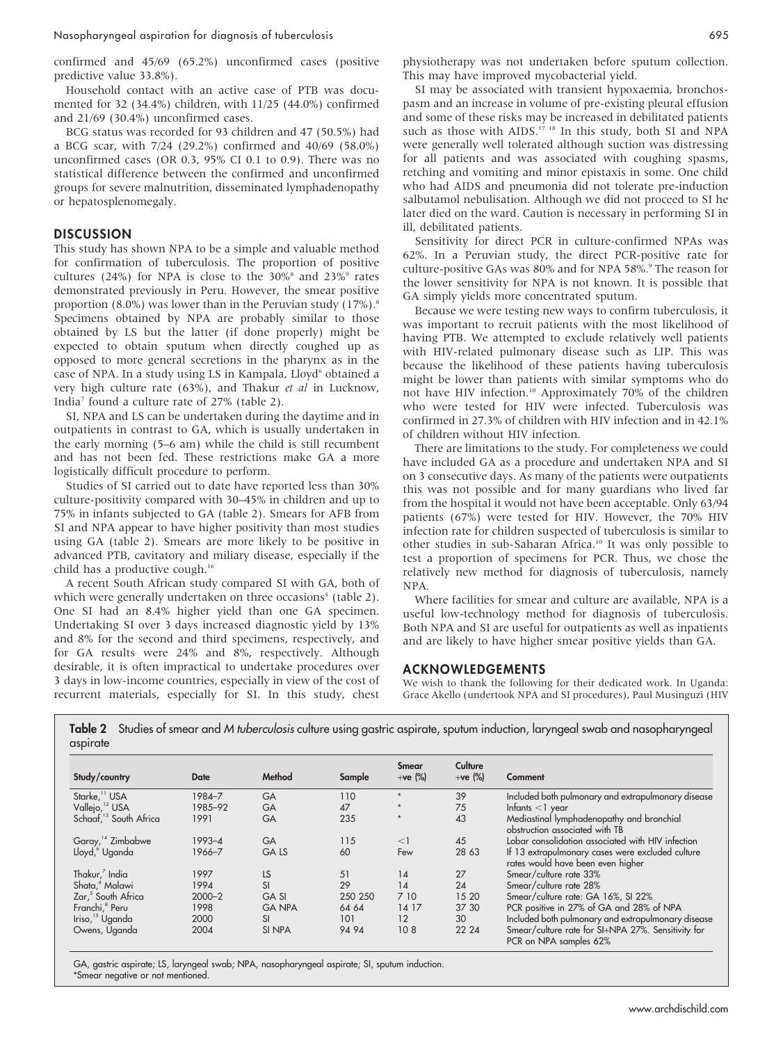confirmed and 45/69 (65.2%) unconfirmed cases (positive predictive value 33.8%).

Household contact with an active case of PTB was documented for 32 (34.4%) children, with 11/25 (44.0%) confirmed and 21/69 (30.4%) unconfirmed cases.

BCG status was recorded for 93 children and 47 (50.5%) had a BCG scar, with 7/24 (29.2%) confirmed and 40/69 (58.0%) unconfirmed cases (OR 0.3, 95% CI 0.1 to 0.9). There was no statistical difference between the confirmed and unconfirmed groups for severe malnutrition, disseminated lymphadenopathy or hepatosplenomegaly.

## DISCUSSION

This study has shown NPA to be a simple and valuable method for confirmation of tuberculosis. The proportion of positive cultures (24%) for NPA is close to the 30%[8] and 23%[9] rates demonstrated previously in Peru. However, the smear positive proportion (8.0%) was lower than in the Peruvian study (17%).[8] Specimens obtained by NPA are probably similar to those obtained by LS but the latter (if done properly) might be expected to obtain sputum when directly coughed up as opposed to more general secretions in the pharynx as in the case of NPA. In a study using LS in Kampala, Lloyd[6] obtained a very high culture rate (63%), and Thakur *et al* in Lucknow, India[7] found a culture rate of 27% (table 2).

SI, NPA and LS can be undertaken during the daytime and in outpatients in contrast to GA, which is usually undertaken in the early morning (5–6 am) while the child is still recumbent and has not been fed. These restrictions make GA a more logistically difficult procedure to perform.

Studies of SI carried out to date have reported less than 30% culture-positivity compared with 30–45% in children and up to 75% in infants subjected to GA (table 2). Smears for AFB from SI and NPA appear to have higher positivity than most studies using GA (table 2). Smears are more likely to be positive in advanced PTB, cavitatory and miliary disease, especially if the child has a productive cough.[16]

A recent South African study compared SI with GA, both of which were generally undertaken on three occasions[5] (table 2). One SI had an 8.4% higher yield than one GA specimen. Undertaking SI over 3 days increased diagnostic yield by 13% and 8% for the second and third specimens, respectively, and for GA results were 24% and 8%, respectively. Although desirable, it is often impractical to undertake procedures over 3 days in low-income countries, especially in view of the cost of recurrent materials, especially for SI. In this study, chest physiotherapy was not undertaken before sputum collection. This may have improved mycobacterial yield.

SI may be associated with transient hypoxaemia, bronchospasm and an increase in volume of pre-existing pleural effusion and some of these risks may be increased in debilitated patients such as those with AIDS.[17 18] In this study, both SI and NPA were generally well tolerated although suction was distressing for all patients and was associated with coughing spasms, retching and vomiting and minor epistaxis in some. One child who had AIDS and pneumonia did not tolerate pre-induction salbutamol nebulisation. Although we did not proceed to SI he later died on the ward. Caution is necessary in performing SI in ill, debilitated patients.

Sensitivity for direct PCR in culture-confirmed NPAs was 62%. In a Peruvian study, the direct PCR-positive rate for culture-positive GAs was 80% and for NPA 58%.[9] The reason for the lower sensitivity for NPA is not known. It is possible that GA simply yields more concentrated sputum.

Because we were testing new ways to confirm tuberculosis, it was important to recruit patients with the most likelihood of having PTB. We attempted to exclude relatively well patients with HIV-related pulmonary disease such as LIP. This was because the likelihood of these patients having tuberculosis might be lower than patients with similar symptoms who do not have HIV infection.[10] Approximately 70% of the children who were tested for HIV were infected. Tuberculosis was confirmed in 27.3% of children with HIV infection and in 42.1% of children without HIV infection.

There are limitations to the study. For completeness we could have included GA as a procedure and undertaken NPA and SI on 3 consecutive days. As many of the patients were outpatients this was not possible and for many guardians who lived far from the hospital it would not have been acceptable. Only 63/94 patients (67%) were tested for HIV. However, the 70% HIV infection rate for children suspected of tuberculosis is similar to other studies in sub-Saharan Africa.[10] It was only possible to test a proportion of specimens for PCR. Thus, we chose the relatively new method for diagnosis of tuberculosis, namely NPA.

Where facilities for smear and culture are available, NPA is a useful low-technology method for diagnosis of tuberculosis. Both NPA and SI are useful for outpatients as well as inpatients and are likely to have higher smear positive yields than GA.

## ACKNOWLEDGEMENTS

We wish to thank the following for their dedicated work. In Uganda: Grace Akello (undertook NPA and SI procedures), Paul Musinguzi (HIV

**Table 2** Studies of smear and *M tuberculosis* culture using gastric aspirate, sputum induction, laryngeal swab and nasopharyngeal aspirate

| Study/country | Date | Method | Sample | Smear +ve (%) | Culture +ve (%) | Comment |
|---|---|---|---|---|---|---|
| Starke,[11] USA | 1984–7 | GA | 110 | * | 39 | Included both pulmonary and extrapulmonary disease |
| Vallejo,[12] USA | 1985–92 | GA | 47 | * | 75 | Infants <1 year |
| Schaaf,[13] South Africa | 1991 | GA | 235 | * | 43 | Mediastinal lymphadenopathy and bronchial obstruction associated with TB |
| Garay,[14] Zimbabwe | 1993–4 | GA | 115 | <1 | 45 | Lobar consolidation associated with HIV infection |
| Lloyd,[6] Uganda | 1966–7 | GA LS | 60 | Few | 28 63 | If 13 extrapulmonary cases were excluded culture rates would have been even higher |
| Thakur,[7] India | 1997 | LS | 51 | 14 | 27 | Smear/culture rate 33% |
| Shata,[4] Malawi | 1994 | SI | 29 | 14 | 24 | Smear/culture rate 28% |
| Zar,[5] South Africa | 2000–2 | GA SI | 250 250 | 7 10 | 15 20 | Smear/culture rate: GA 16%, SI 22% |
| Franchi,[8] Peru | 1998 | GA NPA | 64 64 | 14 17 | 37 30 | PCR positive in 27% of GA and 28% of NPA |
| Iriso,[15] Uganda | 2000 | SI | 101 | 12 | 30 | Included both pulmonary and extrapulmonary disease |
| Owens, Uganda | 2004 | SI NPA | 94 94 | 10 8 | 22 24 | Smear/culture rate for SI+NPA 27%. Sensitivity for PCR on NPA samples 62% |

GA, gastric aspirate; LS, laryngeal swab; NPA, nasopharyngeal aspirate; SI, sputum induction.
*Smear negative or not mentioned.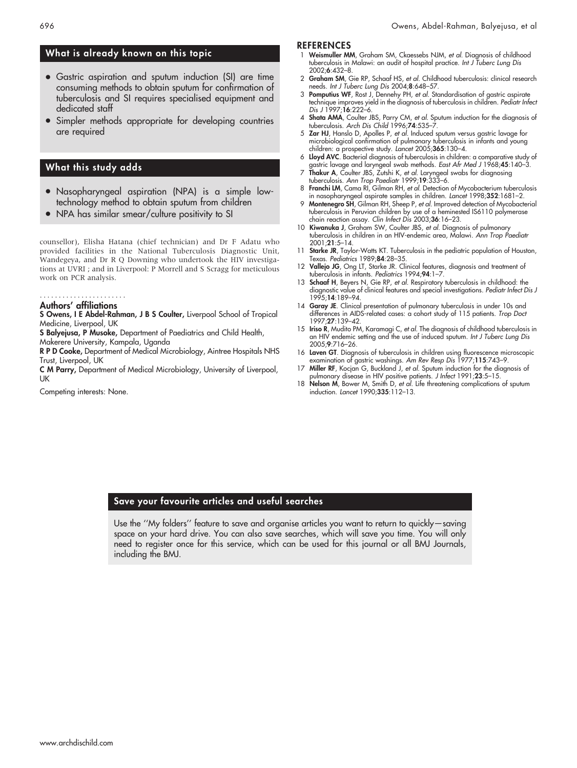## What is already known on this topic

- Gastric aspiration and sputum induction (SI) are time consuming methods to obtain sputum for confirmation of tuberculosis and SI requires specialised equipment and dedicated staff
- Simpler methods appropriate for developing countries are required

## What this study adds

- Nasopharyngeal aspiration (NPA) is a simple low-technology method to obtain sputum from children
- NPA has similar smear/culture positivity to SI

counsellor), Elisha Hatana (chief technician) and Dr F Adatu who provided facilities in the National Tuberculosis Diagnostic Unit, Wandegeya, and Dr R Q Downing who undertook the HIV investigations at UVRI ; and in Liverpool: P Morrell and S Scragg for meticulous work on PCR analysis.

### Authors' affiliations

**S Owens, I E Abdel-Rahman, J B S Coulter,** Liverpool School of Tropical Medicine, Liverpool, UK

**S Balyejusa, P Musoke,** Department of Paediatrics and Child Health, Makerere University, Kampala, Uganda

**R P D Cooke,** Department of Medical Microbiology, Aintree Hospitals NHS Trust, Liverpool, UK

**C M Parry,** Department of Medical Microbiology, University of Liverpool, UK

Competing interests: None.

## REFERENCES

1. **Weismuller MM**, Graham SM, Ckaessebs NJM, *et al*. Diagnosis of childhood tuberculosis in Malawi: an audit of hospital practice. *Int J Tuberc Lung Dis* 2002;**6**:432–8.
2. **Graham SM**, Gie RP, Schaaf HS, *et al*. Childhood tuberculosis: clinical research needs. *Int J Tuberc Lung Dis* 2004;**8**:648–57.
3. **Pomputius WF**, Rost J, Dennehy PH, *et al*. Standardisation of gastric aspirate technique improves yield in the diagnosis of tuberculosis in children. *Pediatr Infect Dis J* 1997;**16**:222–6.
4. **Shata AMA**, Coulter JBS, Parry CM, *et al*. Sputum induction for the diagnosis of tuberculosis. *Arch Dis Child* 1996;**74**:535–7.
5. **Zar HJ**, Hanslo D, Apolles P, *et al*. Induced sputum versus gastric lavage for microbiological confirmation of pulmonary tuberculosis in infants and young children: a prospective study. *Lancet* 2005;**365**:130–4.
6. **Lloyd AVC**. Bacterial diagnosis of tuberculosis in children: a comparative study of gastric lavage and laryngeal swab methods. *East Afr Med J* 1968;**45**:140–3.
7. **Thakur A**, Coulter JBS, Zutshi K, *et al*. Laryngeal swabs for diagnosing tuberculosis. *Ann Trop Paediatr* 1999;**19**:333–6.
8. **Franchi LM**, Cama RI, Gilman RH, *et al*. Detection of Mycobacterium tuberculosis in nasopharyngeal aspirate samples in children. *Lancet* 1998;**352**:1681–2.
9. **Montenegro SH**, Gilman RH, Sheep P, *et al*. Improved detection of Mycobacterial tuberculosis in Peruvian children by use of a heminested IS6110 polymerase chain reaction assay. *Clin Infect Dis* 2003;**36**:16–23.
10. **Kiwanuka J**, Graham SW, Coulter JBS, *et al*. Diagnosis of pulmonary tuberculosis in children in an HIV-endemic area, Malawi. *Ann Trop Paediatr* 2001;**21**:5–14.
11. **Starke JR**, Taylor-Watts KT. Tuberculosis in the pediatric population of Houston, Texas. *Pediatrics* 1989;**84**:28–35.
12. **Vallejo JG**, Ong LT, Starke JR. Clinical features, diagnosis and treatment of tuberculosis in infants. *Pediatrics* 1994;**94**:1–7.
13. **Schaaf H**, Beyers N, Gie RP, *et al*. Respiratory tuberculosis in childhood: the diagnostic value of clinical features and special investigations. *Pediatr Infect Dis J* 1995;**14**:189–94.
14. **Garay JE**. Clinical presentation of pulmonary tuberculosis in under 10s and differences in AIDS-related cases: a cohort study of 115 patients. *Trop Doct* 1997;**27**:139–42.
15. **Iriso R**, Mudito PM, Karamagi C, *et al*. The diagnosis of childhood tuberculosis in an HIV endemic setting and the use of induced sputum. *Int J Tuberc Lung Dis* 2005;**9**:716–26.
16. **Laven GT**. Diagnosis of tuberculosis in children using fluorescence microscopic examination of gastric washings. *Am Rev Resp Dis* 1977;**115**:743–9.
17. **Miller RF**, Kocjan G, Buckland J, *et al*. Sputum induction for the diagnosis of pulmonary disease in HIV positive patients. *J Infect* 1991;**23**:5–15.
18. **Nelson M**, Bower M, Smith D, *et al*. Life threatening complications of sputum induction. *Lancet* 1990;**335**:112–13.

## Save your favourite articles and useful searches

Use the ''My folders'' feature to save and organise articles you want to return to quickly—saving space on your hard drive. You can also save searches, which will save you time. You will only need to register once for this service, which can be used for this journal or all BMJ Journals, including the BMJ.